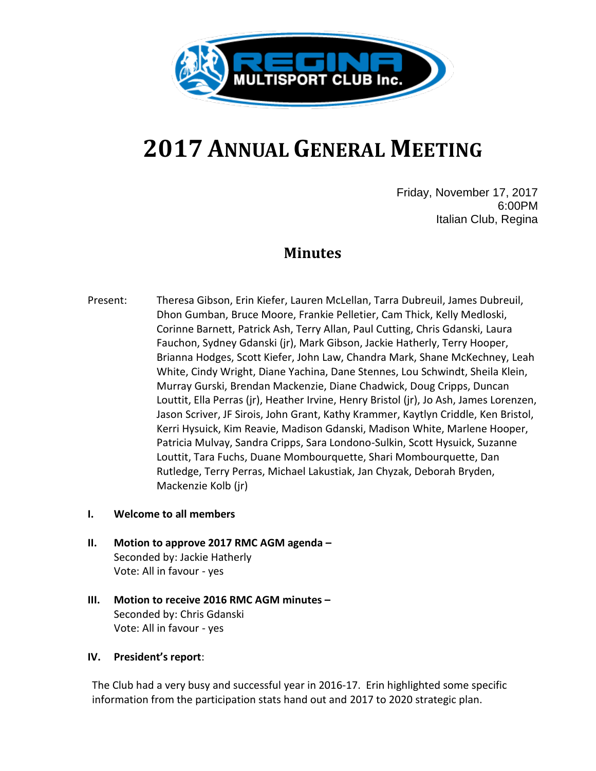# 2017 Annual General Meeting

Friday, November 17, 2017
6:00PM
Italian Club, Regina

## Minutes

Present: Theresa Gibson, Erin Kiefer, Lauren McLellan, Tarra Dubreuil, James Dubreuil, Dhon Gumban, Bruce Moore, Frankie Pelletier, Cam Thick, Kelly Medloski, Corinne Barnett, Patrick Ash, Terry Allan, Paul Cutting, Chris Gdanski, Laura Fauchon, Sydney Gdanski (jr), Mark Gibson, Jackie Hatherly, Terry Hooper, Brianna Hodges, Scott Kiefer, John Law, Chandra Mark, Shane McKechney, Leah White, Cindy Wright, Diane Yachina, Dane Stennes, Lou Schwindt, Sheila Klein, Murray Gurski, Brendan Mackenzie, Diane Chadwick, Doug Cripps, Duncan Louttit, Ella Perras (jr), Heather Irvine, Henry Bristol (jr), Jo Ash, James Lorenzen, Jason Scriver, JF Sirois, John Grant, Kathy Krammer, Kaytlyn Criddle, Ken Bristol, Kerri Hysuick, Kim Reavie, Madison Gdanski, Madison White, Marlene Hooper, Patricia Mulvay, Sandra Cripps, Sara Londono-Sulkin, Scott Hysuick, Suzanne Louttit, Tara Fuchs, Duane Mombourquette, Shari Mombourquette, Dan Rutledge, Terry Perras, Michael Lakustiak, Jan Chyzak, Deborah Bryden, Mackenzie Kolb (jr)

**I. Welcome to all members**

**II. Motion to approve 2017 RMC AGM agenda –**
Seconded by: Jackie Hatherly
Vote: All in favour - yes

**III. Motion to receive 2016 RMC AGM minutes –**
Seconded by: Chris Gdanski
Vote: All in favour - yes

**IV. President's report**:

The Club had a very busy and successful year in 2016-17. Erin highlighted some specific information from the participation stats hand out and 2017 to 2020 strategic plan.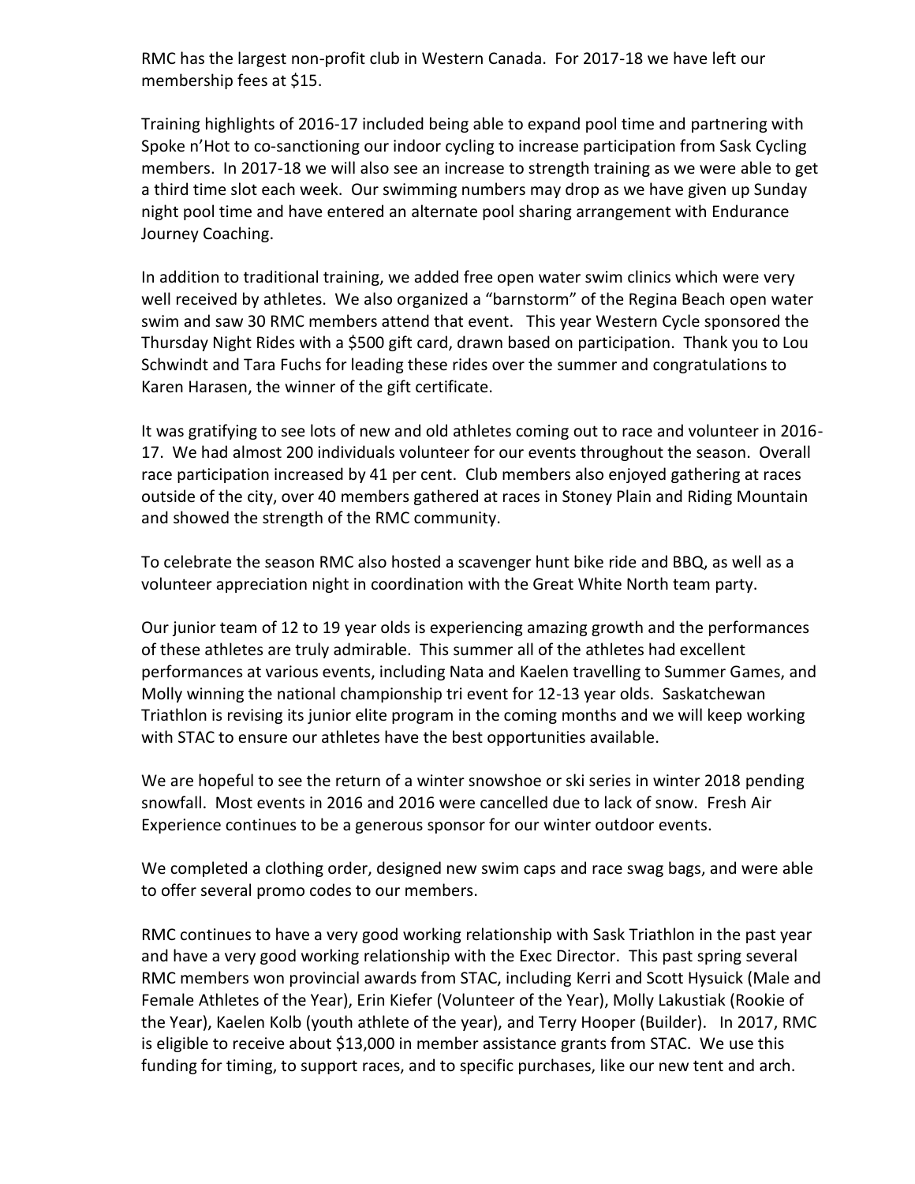RMC has the largest non-profit club in Western Canada. For 2017-18 we have left our membership fees at $15.

Training highlights of 2016-17 included being able to expand pool time and partnering with Spoke n'Hot to co-sanctioning our indoor cycling to increase participation from Sask Cycling members. In 2017-18 we will also see an increase to strength training as we were able to get a third time slot each week. Our swimming numbers may drop as we have given up Sunday night pool time and have entered an alternate pool sharing arrangement with Endurance Journey Coaching.

In addition to traditional training, we added free open water swim clinics which were very well received by athletes. We also organized a "barnstorm" of the Regina Beach open water swim and saw 30 RMC members attend that event. This year Western Cycle sponsored the Thursday Night Rides with a $500 gift card, drawn based on participation. Thank you to Lou Schwindt and Tara Fuchs for leading these rides over the summer and congratulations to Karen Harasen, the winner of the gift certificate.

It was gratifying to see lots of new and old athletes coming out to race and volunteer in 2016-17. We had almost 200 individuals volunteer for our events throughout the season. Overall race participation increased by 41 per cent. Club members also enjoyed gathering at races outside of the city, over 40 members gathered at races in Stoney Plain and Riding Mountain and showed the strength of the RMC community.

To celebrate the season RMC also hosted a scavenger hunt bike ride and BBQ, as well as a volunteer appreciation night in coordination with the Great White North team party.

Our junior team of 12 to 19 year olds is experiencing amazing growth and the performances of these athletes are truly admirable. This summer all of the athletes had excellent performances at various events, including Nata and Kaelen travelling to Summer Games, and Molly winning the national championship tri event for 12-13 year olds. Saskatchewan Triathlon is revising its junior elite program in the coming months and we will keep working with STAC to ensure our athletes have the best opportunities available.

We are hopeful to see the return of a winter snowshoe or ski series in winter 2018 pending snowfall. Most events in 2016 and 2016 were cancelled due to lack of snow. Fresh Air Experience continues to be a generous sponsor for our winter outdoor events.

We completed a clothing order, designed new swim caps and race swag bags, and were able to offer several promo codes to our members.

RMC continues to have a very good working relationship with Sask Triathlon in the past year and have a very good working relationship with the Exec Director. This past spring several RMC members won provincial awards from STAC, including Kerri and Scott Hysuick (Male and Female Athletes of the Year), Erin Kiefer (Volunteer of the Year), Molly Lakustiak (Rookie of the Year), Kaelen Kolb (youth athlete of the year), and Terry Hooper (Builder). In 2017, RMC is eligible to receive about $13,000 in member assistance grants from STAC. We use this funding for timing, to support races, and to specific purchases, like our new tent and arch.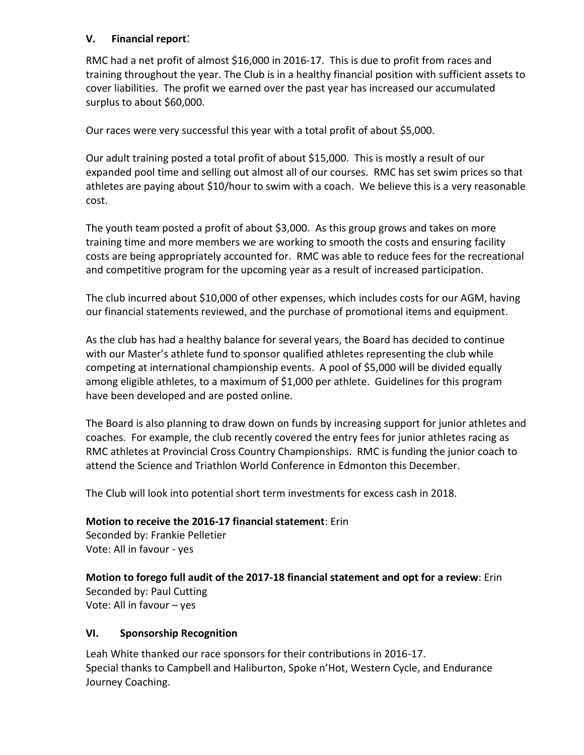## V. Financial report:

RMC had a net profit of almost $16,000 in 2016-17. This is due to profit from races and training throughout the year. The Club is in a healthy financial position with sufficient assets to cover liabilities. The profit we earned over the past year has increased our accumulated surplus to about $60,000.

Our races were very successful this year with a total profit of about $5,000.

Our adult training posted a total profit of about $15,000. This is mostly a result of our expanded pool time and selling out almost all of our courses. RMC has set swim prices so that athletes are paying about $10/hour to swim with a coach. We believe this is a very reasonable cost.

The youth team posted a profit of about $3,000. As this group grows and takes on more training time and more members we are working to smooth the costs and ensuring facility costs are being appropriately accounted for. RMC was able to reduce fees for the recreational and competitive program for the upcoming year as a result of increased participation.

The club incurred about $10,000 of other expenses, which includes costs for our AGM, having our financial statements reviewed, and the purchase of promotional items and equipment.

As the club has had a healthy balance for several years, the Board has decided to continue with our Master's athlete fund to sponsor qualified athletes representing the club while competing at international championship events. A pool of $5,000 will be divided equally among eligible athletes, to a maximum of $1,000 per athlete. Guidelines for this program have been developed and are posted online.

The Board is also planning to draw down on funds by increasing support for junior athletes and coaches. For example, the club recently covered the entry fees for junior athletes racing as RMC athletes at Provincial Cross Country Championships. RMC is funding the junior coach to attend the Science and Triathlon World Conference in Edmonton this December.

The Club will look into potential short term investments for excess cash in 2018.

**Motion to receive the 2016-17 financial statement**: Erin
Seconded by: Frankie Pelletier
Vote: All in favour - yes

**Motion to forego full audit of the 2017-18 financial statement and opt for a review**: Erin
Seconded by: Paul Cutting
Vote: All in favour – yes

## VI. Sponsorship Recognition

Leah White thanked our race sponsors for their contributions in 2016-17.
Special thanks to Campbell and Haliburton, Spoke n'Hot, Western Cycle, and Endurance Journey Coaching.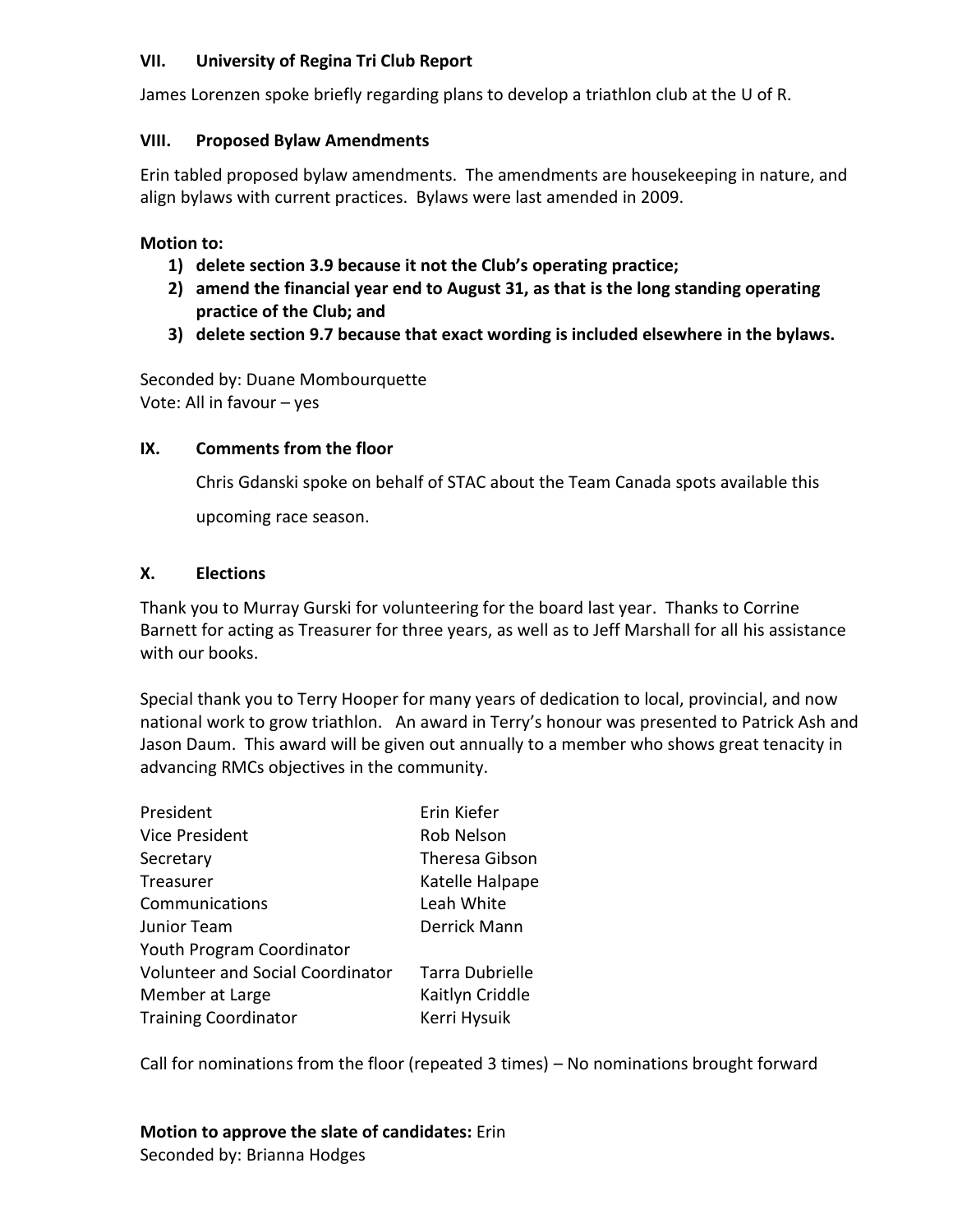### VII. University of Regina Tri Club Report

James Lorenzen spoke briefly regarding plans to develop a triathlon club at the U of R.

### VIII. Proposed Bylaw Amendments

Erin tabled proposed bylaw amendments. The amendments are housekeeping in nature, and align bylaws with current practices. Bylaws were last amended in 2009.

**Motion to:**

1) **delete section 3.9 because it not the Club's operating practice;**
2) **amend the financial year end to August 31, as that is the long standing operating practice of the Club; and**
3) **delete section 9.7 because that exact wording is included elsewhere in the bylaws.**

Seconded by: Duane Mombourquette
Vote: All in favour – yes

### IX. Comments from the floor

Chris Gdanski spoke on behalf of STAC about the Team Canada spots available this upcoming race season.

### X. Elections

Thank you to Murray Gurski for volunteering for the board last year. Thanks to Corrine Barnett for acting as Treasurer for three years, as well as to Jeff Marshall for all his assistance with our books.

Special thank you to Terry Hooper for many years of dedication to local, provincial, and now national work to grow triathlon. An award in Terry's honour was presented to Patrick Ash and Jason Daum. This award will be given out annually to a member who shows great tenacity in advancing RMCs objectives in the community.

| | |
|---|---|
| President | Erin Kiefer |
| Vice President | Rob Nelson |
| Secretary | Theresa Gibson |
| Treasurer | Katelle Halpape |
| Communications | Leah White |
| Junior Team | Derrick Mann |
| Youth Program Coordinator | |
| Volunteer and Social Coordinator | Tarra Dubrielle |
| Member at Large | Kaitlyn Criddle |
| Training Coordinator | Kerri Hysuik |

Call for nominations from the floor (repeated 3 times) – No nominations brought forward

**Motion to approve the slate of candidates:** Erin
Seconded by: Brianna Hodges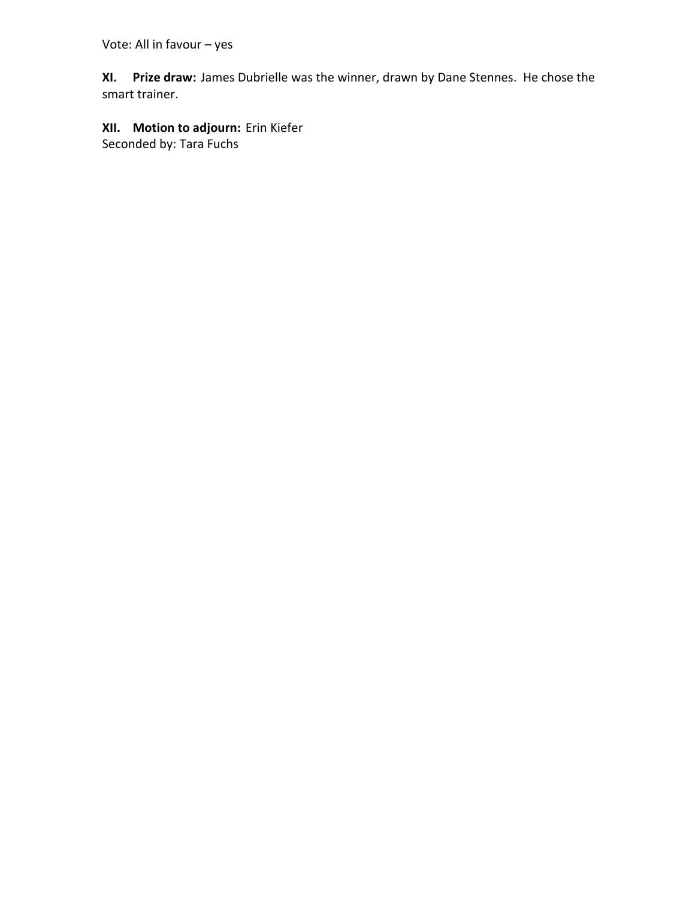Vote: All in favour – yes

**XI. Prize draw:** James Dubrielle was the winner, drawn by Dane Stennes. He chose the smart trainer.

**XII. Motion to adjourn:** Erin Kiefer
Seconded by: Tara Fuchs